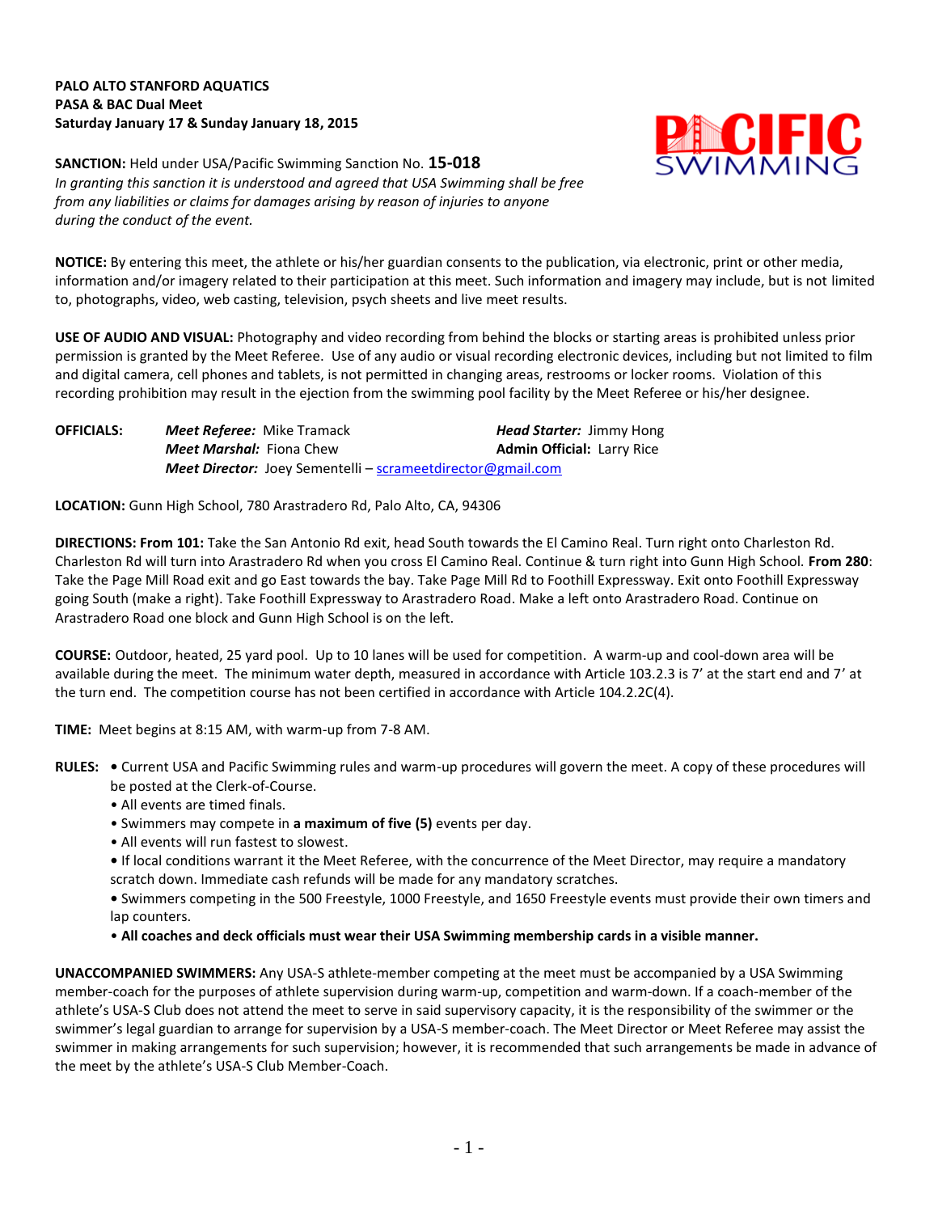**PALO ALTO STANFORD AQUATICS**
**PASA & BAC Dual Meet**
**Saturday January 17 & Sunday January 18, 2015**

**SANCTION:** Held under USA/Pacific Swimming Sanction No. **15-018**
*In granting this sanction it is understood and agreed that USA Swimming shall be free from any liabilities or claims for damages arising by reason of injuries to anyone during the conduct of the event.*

**NOTICE:** By entering this meet, the athlete or his/her guardian consents to the publication, via electronic, print or other media, information and/or imagery related to their participation at this meet. Such information and imagery may include, but is not limited to, photographs, video, web casting, television, psych sheets and live meet results.

**USE OF AUDIO AND VISUAL:** Photography and video recording from behind the blocks or starting areas is prohibited unless prior permission is granted by the Meet Referee. Use of any audio or visual recording electronic devices, including but not limited to film and digital camera, cell phones and tablets, is not permitted in changing areas, restrooms or locker rooms. Violation of this recording prohibition may result in the ejection from the swimming pool facility by the Meet Referee or his/her designee.

**OFFICIALS:**
*Meet Referee:* Mike Tramack — *Head Starter:* Jimmy Hong
*Meet Marshal:* Fiona Chew — **Admin Official:** Larry Rice
*Meet Director:* Joey Sementelli – scrameetdirector@gmail.com

**LOCATION:** Gunn High School, 780 Arastradero Rd, Palo Alto, CA, 94306

**DIRECTIONS: From 101:** Take the San Antonio Rd exit, head South towards the El Camino Real. Turn right onto Charleston Rd. Charleston Rd will turn into Arastradero Rd when you cross El Camino Real. Continue & turn right into Gunn High School. **From 280**: Take the Page Mill Road exit and go East towards the bay. Take Page Mill Rd to Foothill Expressway. Exit onto Foothill Expressway going South (make a right). Take Foothill Expressway to Arastradero Road. Make a left onto Arastradero Road. Continue on Arastradero Road one block and Gunn High School is on the left.

**COURSE:** Outdoor, heated, 25 yard pool. Up to 10 lanes will be used for competition. A warm-up and cool-down area will be available during the meet. The minimum water depth, measured in accordance with Article 103.2.3 is 7' at the start end and 7' at the turn end. The competition course has not been certified in accordance with Article 104.2.2C(4).

**TIME:** Meet begins at 8:15 AM, with warm-up from 7-8 AM.

**RULES:**
- Current USA and Pacific Swimming rules and warm-up procedures will govern the meet. A copy of these procedures will be posted at the Clerk-of-Course.
- All events are timed finals.
- Swimmers may compete in **a maximum of five (5)** events per day.
- All events will run fastest to slowest.
- If local conditions warrant it the Meet Referee, with the concurrence of the Meet Director, may require a mandatory scratch down. Immediate cash refunds will be made for any mandatory scratches.
- Swimmers competing in the 500 Freestyle, 1000 Freestyle, and 1650 Freestyle events must provide their own timers and lap counters.
- **All coaches and deck officials must wear their USA Swimming membership cards in a visible manner.**

**UNACCOMPANIED SWIMMERS:** Any USA-S athlete-member competing at the meet must be accompanied by a USA Swimming member-coach for the purposes of athlete supervision during warm-up, competition and warm-down. If a coach-member of the athlete's USA-S Club does not attend the meet to serve in said supervisory capacity, it is the responsibility of the swimmer or the swimmer's legal guardian to arrange for supervision by a USA-S member-coach. The Meet Director or Meet Referee may assist the swimmer in making arrangements for such supervision; however, it is recommended that such arrangements be made in advance of the meet by the athlete's USA-S Club Member-Coach.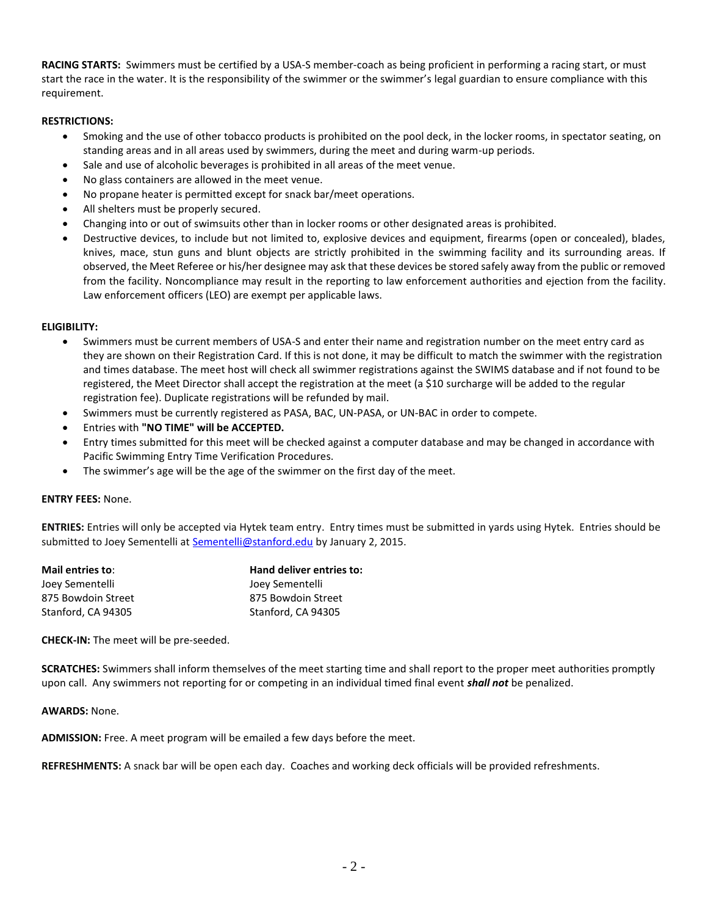**RACING STARTS:** Swimmers must be certified by a USA-S member-coach as being proficient in performing a racing start, or must start the race in the water. It is the responsibility of the swimmer or the swimmer's legal guardian to ensure compliance with this requirement.

**RESTRICTIONS:**

- Smoking and the use of other tobacco products is prohibited on the pool deck, in the locker rooms, in spectator seating, on standing areas and in all areas used by swimmers, during the meet and during warm-up periods.
- Sale and use of alcoholic beverages is prohibited in all areas of the meet venue.
- No glass containers are allowed in the meet venue.
- No propane heater is permitted except for snack bar/meet operations.
- All shelters must be properly secured.
- Changing into or out of swimsuits other than in locker rooms or other designated areas is prohibited.
- Destructive devices, to include but not limited to, explosive devices and equipment, firearms (open or concealed), blades, knives, mace, stun guns and blunt objects are strictly prohibited in the swimming facility and its surrounding areas. If observed, the Meet Referee or his/her designee may ask that these devices be stored safely away from the public or removed from the facility. Noncompliance may result in the reporting to law enforcement authorities and ejection from the facility. Law enforcement officers (LEO) are exempt per applicable laws.

**ELIGIBILITY:**

- Swimmers must be current members of USA-S and enter their name and registration number on the meet entry card as they are shown on their Registration Card. If this is not done, it may be difficult to match the swimmer with the registration and times database. The meet host will check all swimmer registrations against the SWIMS database and if not found to be registered, the Meet Director shall accept the registration at the meet (a $10 surcharge will be added to the regular registration fee). Duplicate registrations will be refunded by mail.
- Swimmers must be currently registered as PASA, BAC, UN-PASA, or UN-BAC in order to compete.
- Entries with **"NO TIME" will be ACCEPTED.**
- Entry times submitted for this meet will be checked against a computer database and may be changed in accordance with Pacific Swimming Entry Time Verification Procedures.
- The swimmer's age will be the age of the swimmer on the first day of the meet.

**ENTRY FEES:** None.

**ENTRIES:** Entries will only be accepted via Hytek team entry. Entry times must be submitted in yards using Hytek. Entries should be submitted to Joey Sementelli at Sementelli@stanford.edu by January 2, 2015.

**Mail entries to**:
Joey Sementelli
875 Bowdoin Street
Stanford, CA 94305

**Hand deliver entries to:**
Joey Sementelli
875 Bowdoin Street
Stanford, CA 94305

**CHECK-IN:** The meet will be pre-seeded.

**SCRATCHES:** Swimmers shall inform themselves of the meet starting time and shall report to the proper meet authorities promptly upon call. Any swimmers not reporting for or competing in an individual timed final event ***shall not*** be penalized.

**AWARDS:** None.

**ADMISSION:** Free. A meet program will be emailed a few days before the meet.

**REFRESHMENTS:** A snack bar will be open each day. Coaches and working deck officials will be provided refreshments.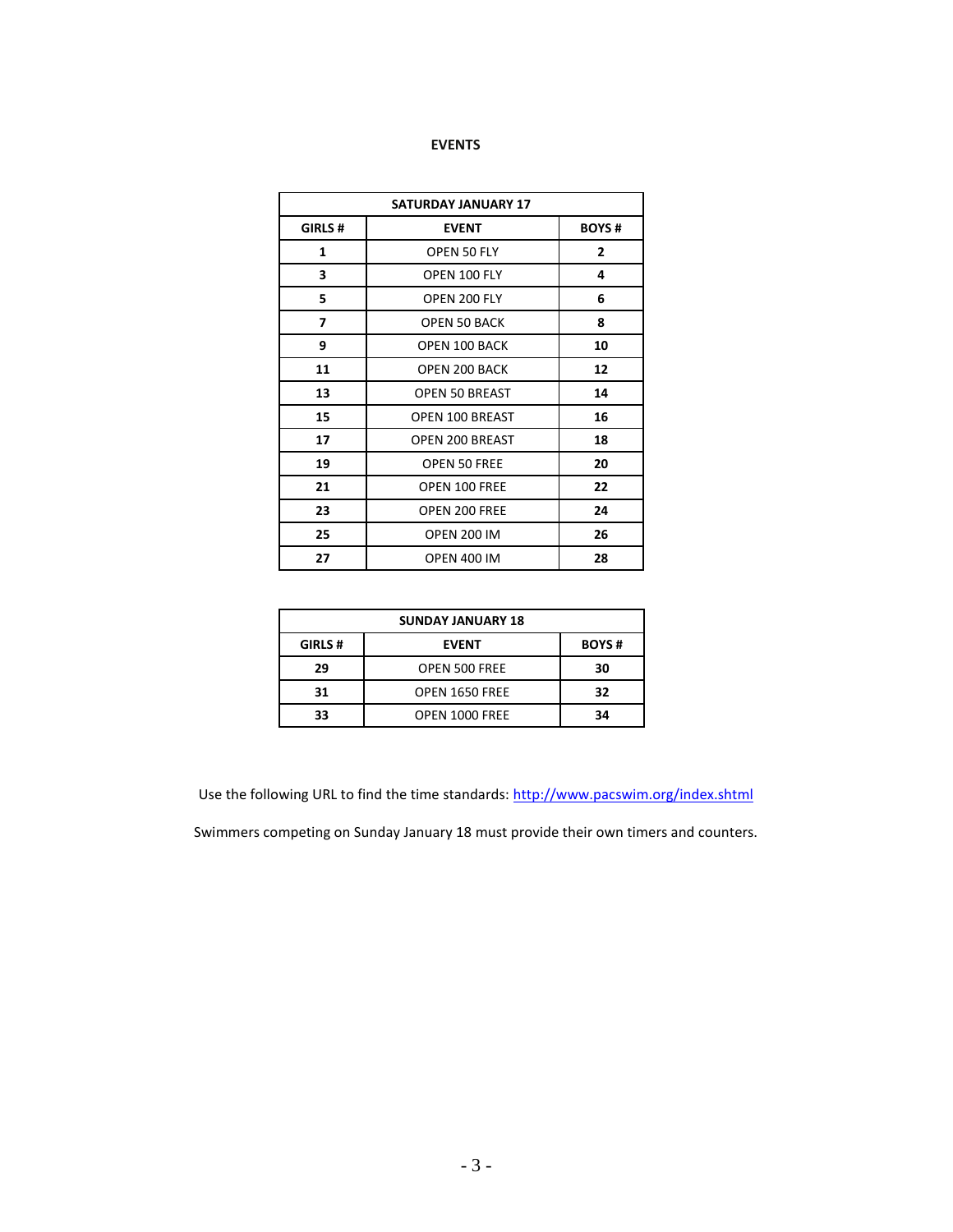# EVENTS

| SATURDAY JANUARY 17 | | |
|---|---|---|
| **GIRLS #** | **EVENT** | **BOYS #** |
| **1** | OPEN 50 FLY | **2** |
| **3** | OPEN 100 FLY | **4** |
| **5** | OPEN 200 FLY | **6** |
| **7** | OPEN 50 BACK | **8** |
| **9** | OPEN 100 BACK | **10** |
| **11** | OPEN 200 BACK | **12** |
| **13** | OPEN 50 BREAST | **14** |
| **15** | OPEN 100 BREAST | **16** |
| **17** | OPEN 200 BREAST | **18** |
| **19** | OPEN 50 FREE | **20** |
| **21** | OPEN 100 FREE | **22** |
| **23** | OPEN 200 FREE | **24** |
| **25** | OPEN 200 IM | **26** |
| **27** | OPEN 400 IM | **28** |

| SUNDAY JANUARY 18 | | |
|---|---|---|
| **GIRLS #** | **EVENT** | **BOYS #** |
| **29** | OPEN 500 FREE | **30** |
| **31** | OPEN 1650 FREE | **32** |
| **33** | OPEN 1000 FREE | **34** |

Use the following URL to find the time standards: [http://www.pacswim.org/index.shtml](http://www.pacswim.org/index.shtml)

Swimmers competing on Sunday January 18 must provide their own timers and counters.